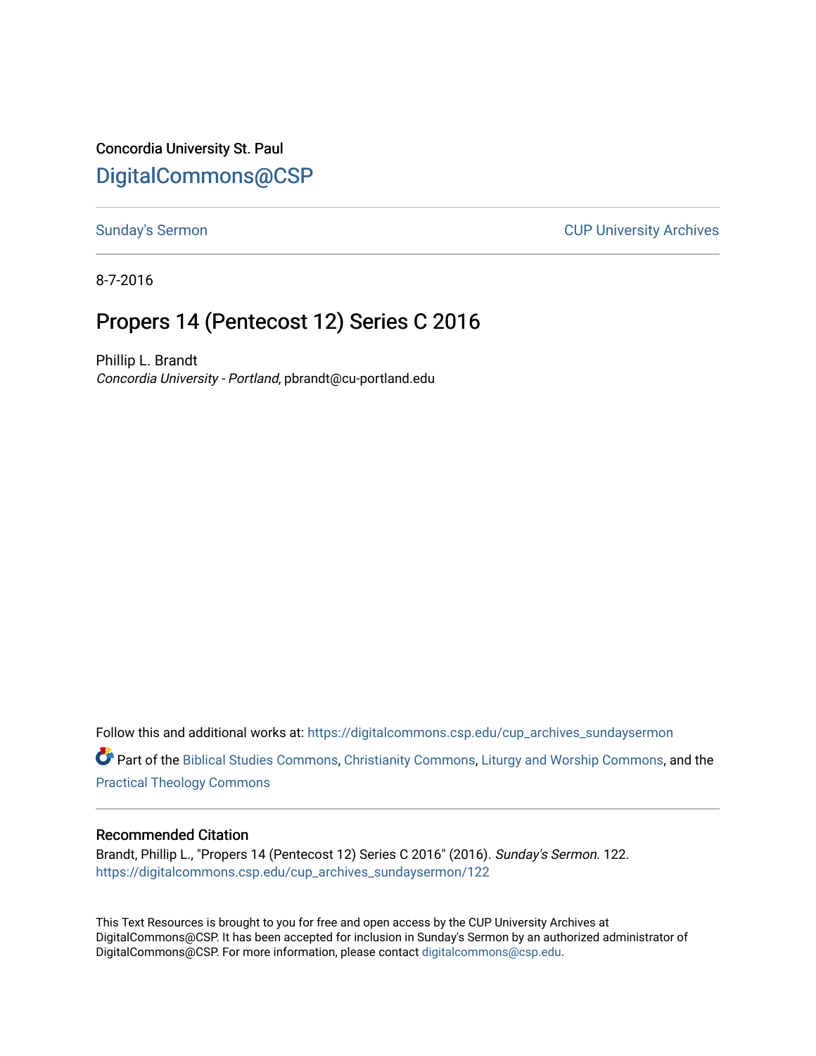Concordia University St. Paul

[DigitalCommons@CSP](https://digitalcommons.csp.edu)

Sunday's Sermon | CUP University Archives

8-7-2016

# Propers 14 (Pentecost 12) Series C 2016

Phillip L. Brandt
*Concordia University - Portland*, pbrandt@cu-portland.edu

Follow this and additional works at: https://digitalcommons.csp.edu/cup_archives_sundaysermon

Part of the Biblical Studies Commons, Christianity Commons, Liturgy and Worship Commons, and the Practical Theology Commons

## Recommended Citation

Brandt, Phillip L., "Propers 14 (Pentecost 12) Series C 2016" (2016). *Sunday's Sermon*. 122.
https://digitalcommons.csp.edu/cup_archives_sundaysermon/122

This Text Resources is brought to you for free and open access by the CUP University Archives at DigitalCommons@CSP. It has been accepted for inclusion in Sunday's Sermon by an authorized administrator of DigitalCommons@CSP. For more information, please contact digitalcommons@csp.edu.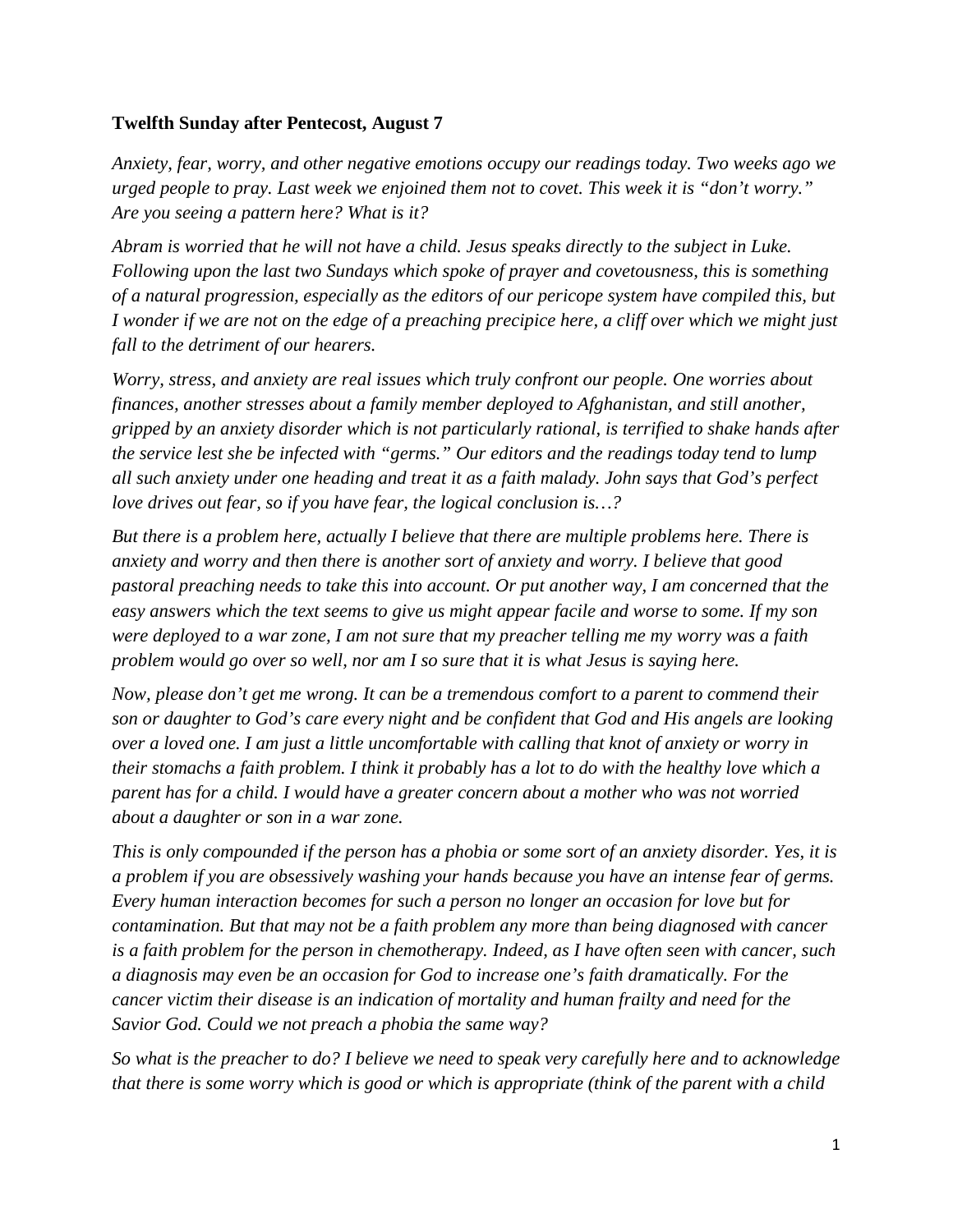**Twelfth Sunday after Pentecost, August 7**

*Anxiety, fear, worry, and other negative emotions occupy our readings today. Two weeks ago we urged people to pray. Last week we enjoined them not to covet. This week it is "don't worry." Are you seeing a pattern here? What is it?*

*Abram is worried that he will not have a child. Jesus speaks directly to the subject in Luke. Following upon the last two Sundays which spoke of prayer and covetousness, this is something of a natural progression, especially as the editors of our pericope system have compiled this, but I wonder if we are not on the edge of a preaching precipice here, a cliff over which we might just fall to the detriment of our hearers.*

*Worry, stress, and anxiety are real issues which truly confront our people. One worries about finances, another stresses about a family member deployed to Afghanistan, and still another, gripped by an anxiety disorder which is not particularly rational, is terrified to shake hands after the service lest she be infected with "germs." Our editors and the readings today tend to lump all such anxiety under one heading and treat it as a faith malady. John says that God's perfect love drives out fear, so if you have fear, the logical conclusion is…?*

*But there is a problem here, actually I believe that there are multiple problems here. There is anxiety and worry and then there is another sort of anxiety and worry. I believe that good pastoral preaching needs to take this into account. Or put another way, I am concerned that the easy answers which the text seems to give us might appear facile and worse to some. If my son were deployed to a war zone, I am not sure that my preacher telling me my worry was a faith problem would go over so well, nor am I so sure that it is what Jesus is saying here.*

*Now, please don't get me wrong. It can be a tremendous comfort to a parent to commend their son or daughter to God's care every night and be confident that God and His angels are looking over a loved one. I am just a little uncomfortable with calling that knot of anxiety or worry in their stomachs a faith problem. I think it probably has a lot to do with the healthy love which a parent has for a child. I would have a greater concern about a mother who was not worried about a daughter or son in a war zone.*

*This is only compounded if the person has a phobia or some sort of an anxiety disorder. Yes, it is a problem if you are obsessively washing your hands because you have an intense fear of germs. Every human interaction becomes for such a person no longer an occasion for love but for contamination. But that may not be a faith problem any more than being diagnosed with cancer is a faith problem for the person in chemotherapy. Indeed, as I have often seen with cancer, such a diagnosis may even be an occasion for God to increase one's faith dramatically. For the cancer victim their disease is an indication of mortality and human frailty and need for the Savior God. Could we not preach a phobia the same way?*

*So what is the preacher to do? I believe we need to speak very carefully here and to acknowledge that there is some worry which is good or which is appropriate (think of the parent with a child*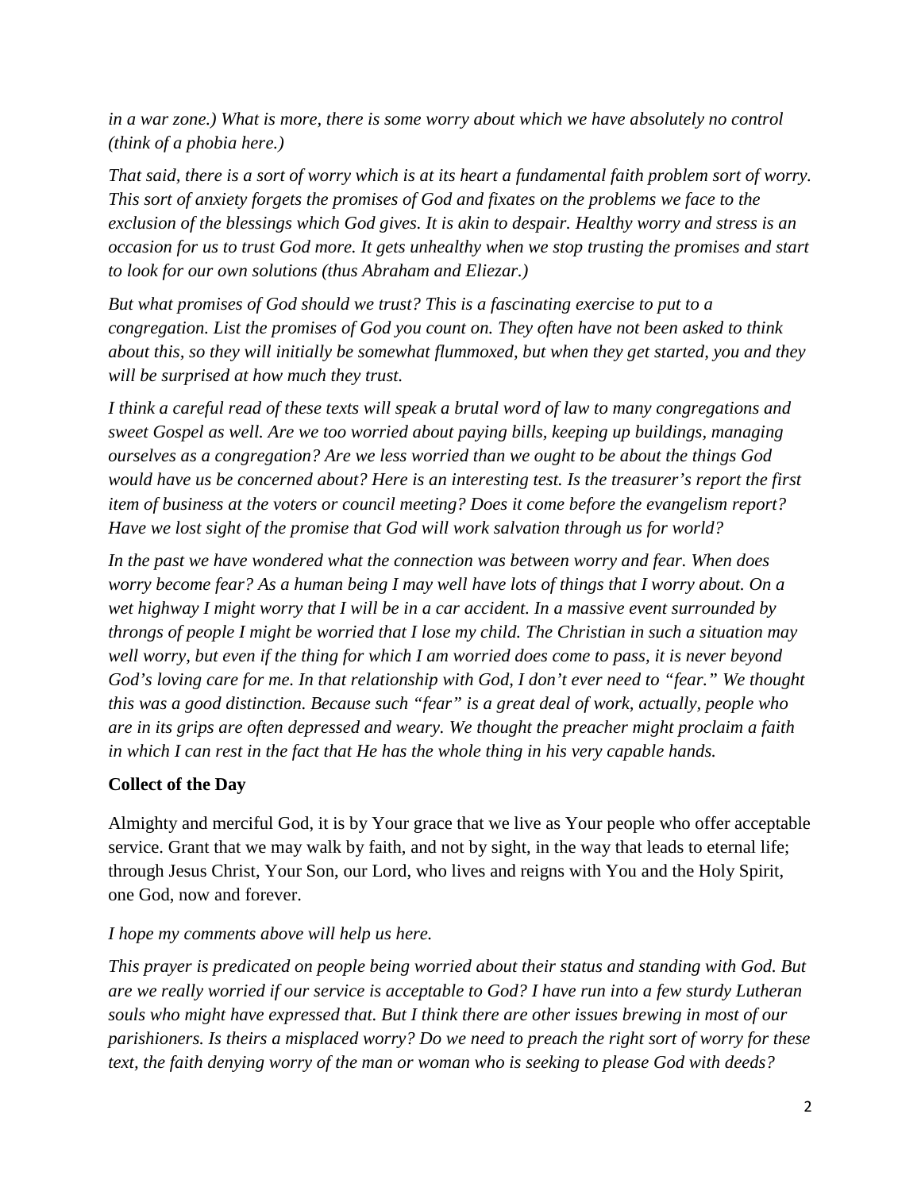*in a war zone.) What is more, there is some worry about which we have absolutely no control (think of a phobia here.)*

*That said, there is a sort of worry which is at its heart a fundamental faith problem sort of worry. This sort of anxiety forgets the promises of God and fixates on the problems we face to the exclusion of the blessings which God gives. It is akin to despair. Healthy worry and stress is an occasion for us to trust God more. It gets unhealthy when we stop trusting the promises and start to look for our own solutions (thus Abraham and Eliezar.)*

*But what promises of God should we trust? This is a fascinating exercise to put to a congregation. List the promises of God you count on. They often have not been asked to think about this, so they will initially be somewhat flummoxed, but when they get started, you and they will be surprised at how much they trust.*

*I think a careful read of these texts will speak a brutal word of law to many congregations and sweet Gospel as well. Are we too worried about paying bills, keeping up buildings, managing ourselves as a congregation? Are we less worried than we ought to be about the things God would have us be concerned about? Here is an interesting test. Is the treasurer's report the first item of business at the voters or council meeting? Does it come before the evangelism report? Have we lost sight of the promise that God will work salvation through us for world?*

*In the past we have wondered what the connection was between worry and fear. When does worry become fear? As a human being I may well have lots of things that I worry about. On a wet highway I might worry that I will be in a car accident. In a massive event surrounded by throngs of people I might be worried that I lose my child. The Christian in such a situation may well worry, but even if the thing for which I am worried does come to pass, it is never beyond God's loving care for me. In that relationship with God, I don't ever need to "fear." We thought this was a good distinction. Because such "fear" is a great deal of work, actually, people who are in its grips are often depressed and weary. We thought the preacher might proclaim a faith in which I can rest in the fact that He has the whole thing in his very capable hands.*

**Collect of the Day**

Almighty and merciful God, it is by Your grace that we live as Your people who offer acceptable service. Grant that we may walk by faith, and not by sight, in the way that leads to eternal life; through Jesus Christ, Your Son, our Lord, who lives and reigns with You and the Holy Spirit, one God, now and forever.

*I hope my comments above will help us here.*

*This prayer is predicated on people being worried about their status and standing with God. But are we really worried if our service is acceptable to God? I have run into a few sturdy Lutheran souls who might have expressed that. But I think there are other issues brewing in most of our parishioners. Is theirs a misplaced worry? Do we need to preach the right sort of worry for these text, the faith denying worry of the man or woman who is seeking to please God with deeds?*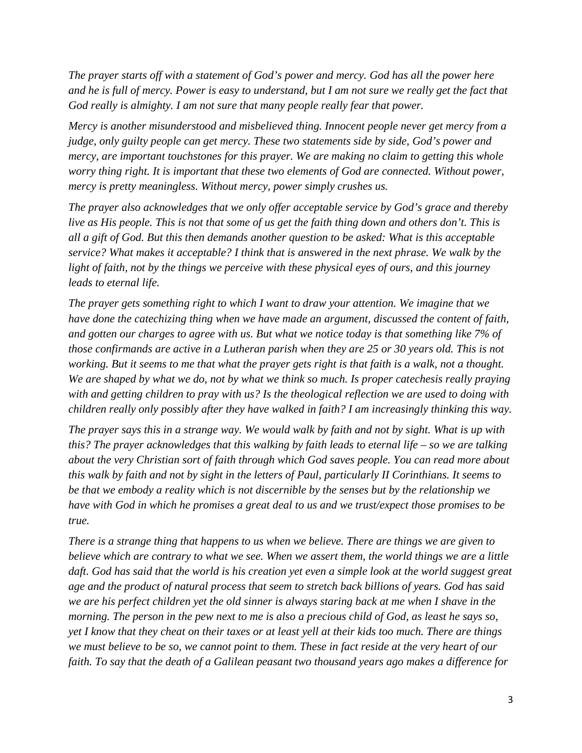*The prayer starts off with a statement of God's power and mercy. God has all the power here and he is full of mercy. Power is easy to understand, but I am not sure we really get the fact that God really is almighty. I am not sure that many people really fear that power.*

*Mercy is another misunderstood and misbelieved thing. Innocent people never get mercy from a judge, only guilty people can get mercy. These two statements side by side, God's power and mercy, are important touchstones for this prayer. We are making no claim to getting this whole worry thing right. It is important that these two elements of God are connected. Without power, mercy is pretty meaningless. Without mercy, power simply crushes us.*

*The prayer also acknowledges that we only offer acceptable service by God's grace and thereby live as His people. This is not that some of us get the faith thing down and others don't. This is all a gift of God. But this then demands another question to be asked: What is this acceptable service? What makes it acceptable? I think that is answered in the next phrase. We walk by the light of faith, not by the things we perceive with these physical eyes of ours, and this journey leads to eternal life.*

*The prayer gets something right to which I want to draw your attention. We imagine that we have done the catechizing thing when we have made an argument, discussed the content of faith, and gotten our charges to agree with us. But what we notice today is that something like 7% of those confirmands are active in a Lutheran parish when they are 25 or 30 years old. This is not working. But it seems to me that what the prayer gets right is that faith is a walk, not a thought. We are shaped by what we do, not by what we think so much. Is proper catechesis really praying with and getting children to pray with us? Is the theological reflection we are used to doing with children really only possibly after they have walked in faith? I am increasingly thinking this way.*

*The prayer says this in a strange way. We would walk by faith and not by sight. What is up with this? The prayer acknowledges that this walking by faith leads to eternal life – so we are talking about the very Christian sort of faith through which God saves people. You can read more about this walk by faith and not by sight in the letters of Paul, particularly II Corinthians. It seems to be that we embody a reality which is not discernible by the senses but by the relationship we have with God in which he promises a great deal to us and we trust/expect those promises to be true.*

*There is a strange thing that happens to us when we believe. There are things we are given to believe which are contrary to what we see. When we assert them, the world things we are a little daft. God has said that the world is his creation yet even a simple look at the world suggest great age and the product of natural process that seem to stretch back billions of years. God has said we are his perfect children yet the old sinner is always staring back at me when I shave in the morning. The person in the pew next to me is also a precious child of God, as least he says so, yet I know that they cheat on their taxes or at least yell at their kids too much. There are things we must believe to be so, we cannot point to them. These in fact reside at the very heart of our faith. To say that the death of a Galilean peasant two thousand years ago makes a difference for*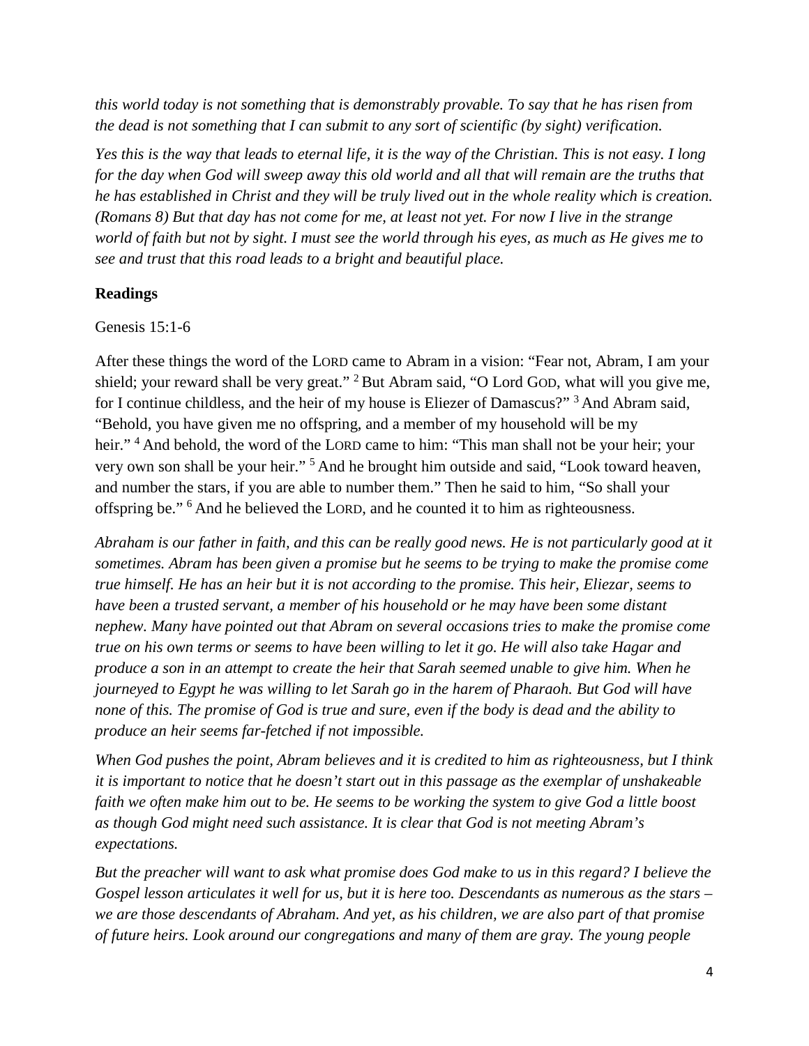*this world today is not something that is demonstrably provable. To say that he has risen from the dead is not something that I can submit to any sort of scientific (by sight) verification.*

*Yes this is the way that leads to eternal life, it is the way of the Christian. This is not easy. I long for the day when God will sweep away this old world and all that will remain are the truths that he has established in Christ and they will be truly lived out in the whole reality which is creation. (Romans 8) But that day has not come for me, at least not yet. For now I live in the strange world of faith but not by sight. I must see the world through his eyes, as much as He gives me to see and trust that this road leads to a bright and beautiful place.*

**Readings**

Genesis 15:1-6

After these things the word of the LORD came to Abram in a vision: "Fear not, Abram, I am your shield; your reward shall be very great." [2] But Abram said, "O Lord GOD, what will you give me, for I continue childless, and the heir of my house is Eliezer of Damascus?" [3] And Abram said, "Behold, you have given me no offspring, and a member of my household will be my heir." [4] And behold, the word of the LORD came to him: "This man shall not be your heir; your very own son shall be your heir." [5] And he brought him outside and said, "Look toward heaven, and number the stars, if you are able to number them." Then he said to him, "So shall your offspring be." [6] And he believed the LORD, and he counted it to him as righteousness.

*Abraham is our father in faith, and this can be really good news. He is not particularly good at it sometimes. Abram has been given a promise but he seems to be trying to make the promise come true himself. He has an heir but it is not according to the promise. This heir, Eliezar, seems to have been a trusted servant, a member of his household or he may have been some distant nephew. Many have pointed out that Abram on several occasions tries to make the promise come true on his own terms or seems to have been willing to let it go. He will also take Hagar and produce a son in an attempt to create the heir that Sarah seemed unable to give him. When he journeyed to Egypt he was willing to let Sarah go in the harem of Pharaoh. But God will have none of this. The promise of God is true and sure, even if the body is dead and the ability to produce an heir seems far-fetched if not impossible.*

*When God pushes the point, Abram believes and it is credited to him as righteousness, but I think it is important to notice that he doesn't start out in this passage as the exemplar of unshakeable faith we often make him out to be. He seems to be working the system to give God a little boost as though God might need such assistance. It is clear that God is not meeting Abram's expectations.*

*But the preacher will want to ask what promise does God make to us in this regard? I believe the Gospel lesson articulates it well for us, but it is here too. Descendants as numerous as the stars – we are those descendants of Abraham. And yet, as his children, we are also part of that promise of future heirs. Look around our congregations and many of them are gray. The young people*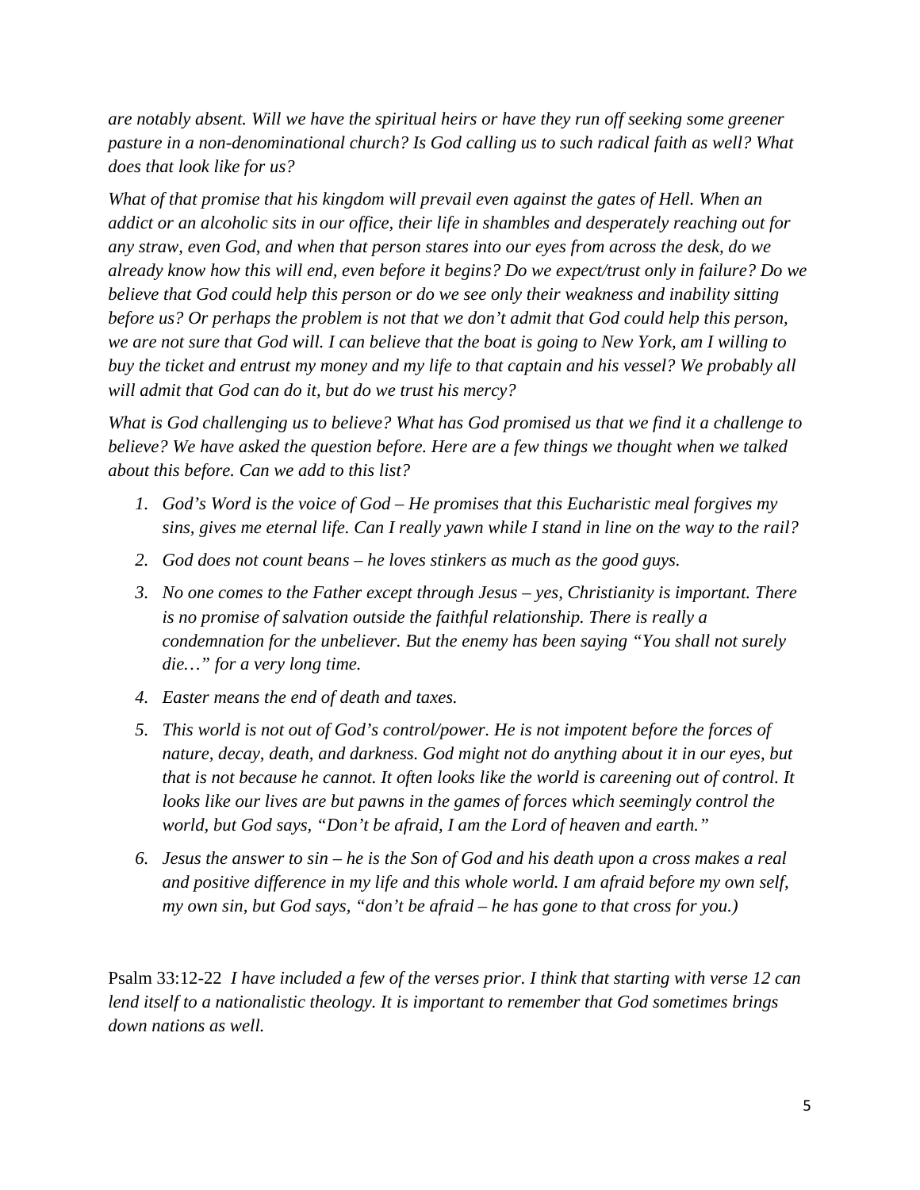*are notably absent. Will we have the spiritual heirs or have they run off seeking some greener pasture in a non-denominational church? Is God calling us to such radical faith as well? What does that look like for us?*

*What of that promise that his kingdom will prevail even against the gates of Hell. When an addict or an alcoholic sits in our office, their life in shambles and desperately reaching out for any straw, even God, and when that person stares into our eyes from across the desk, do we already know how this will end, even before it begins? Do we expect/trust only in failure? Do we believe that God could help this person or do we see only their weakness and inability sitting before us? Or perhaps the problem is not that we don't admit that God could help this person, we are not sure that God will. I can believe that the boat is going to New York, am I willing to buy the ticket and entrust my money and my life to that captain and his vessel? We probably all will admit that God can do it, but do we trust his mercy?*

*What is God challenging us to believe? What has God promised us that we find it a challenge to believe? We have asked the question before. Here are a few things we thought when we talked about this before. Can we add to this list?*

1. *God's Word is the voice of God – He promises that this Eucharistic meal forgives my sins, gives me eternal life. Can I really yawn while I stand in line on the way to the rail?*
2. *God does not count beans – he loves stinkers as much as the good guys.*
3. *No one comes to the Father except through Jesus – yes, Christianity is important. There is no promise of salvation outside the faithful relationship. There is really a condemnation for the unbeliever. But the enemy has been saying "You shall not surely die…" for a very long time.*
4. *Easter means the end of death and taxes.*
5. *This world is not out of God's control/power. He is not impotent before the forces of nature, decay, death, and darkness. God might not do anything about it in our eyes, but that is not because he cannot. It often looks like the world is careening out of control. It looks like our lives are but pawns in the games of forces which seemingly control the world, but God says, "Don't be afraid, I am the Lord of heaven and earth."*
6. *Jesus the answer to sin – he is the Son of God and his death upon a cross makes a real and positive difference in my life and this whole world. I am afraid before my own self, my own sin, but God says, "don't be afraid – he has gone to that cross for you.)*

Psalm 33:12-22 *I have included a few of the verses prior. I think that starting with verse 12 can lend itself to a nationalistic theology. It is important to remember that God sometimes brings down nations as well.*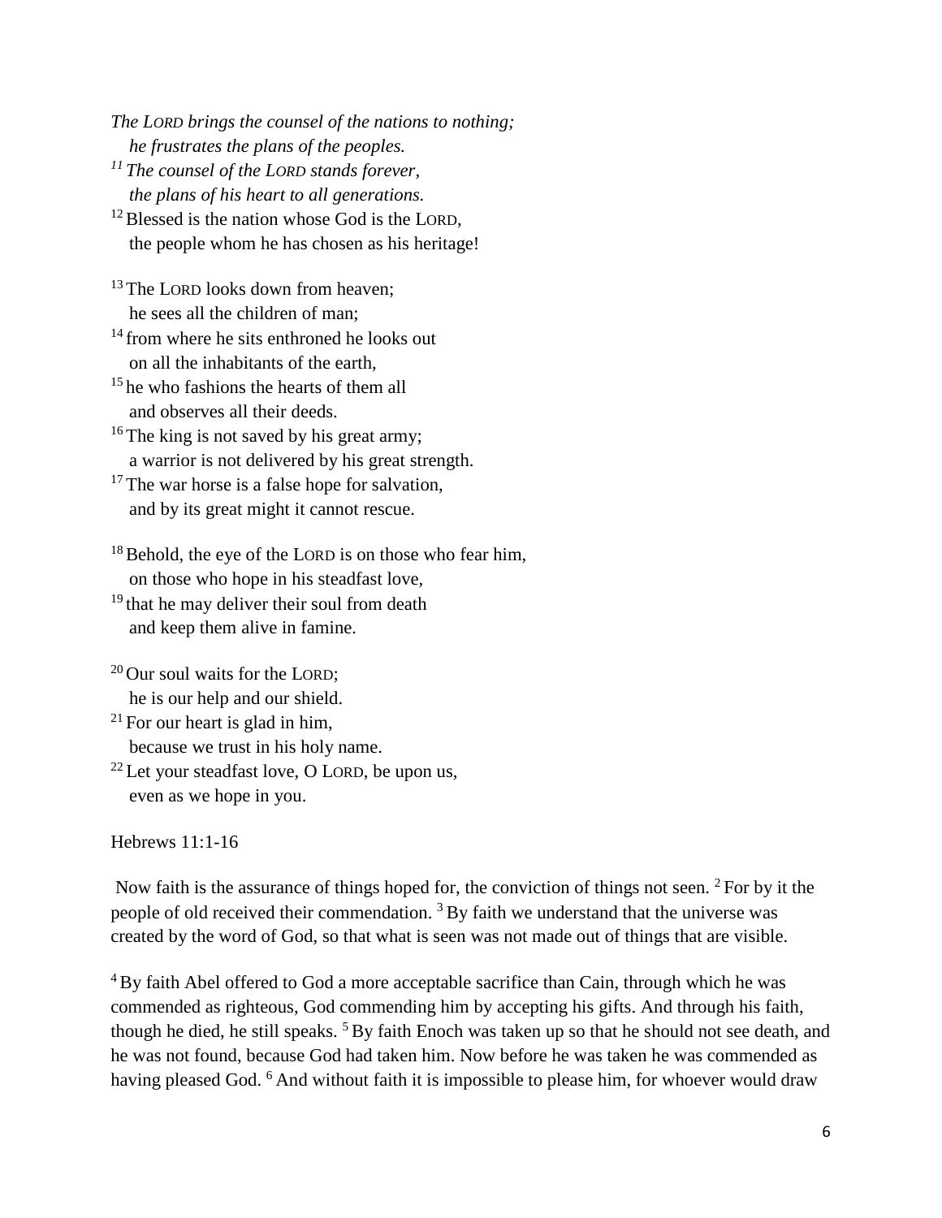*The LORD brings the counsel of the nations to nothing;*
*he frustrates the plans of the peoples.*
*[11] The counsel of the LORD stands forever,*
*the plans of his heart to all generations.*
[12] Blessed is the nation whose God is the LORD,
the people whom he has chosen as his heritage!

[13] The LORD looks down from heaven;
he sees all the children of man;
[14] from where he sits enthroned he looks out
on all the inhabitants of the earth,
[15] he who fashions the hearts of them all
and observes all their deeds.
[16] The king is not saved by his great army;
a warrior is not delivered by his great strength.
[17] The war horse is a false hope for salvation,
and by its great might it cannot rescue.

[18] Behold, the eye of the LORD is on those who fear him,
on those who hope in his steadfast love,
[19] that he may deliver their soul from death
and keep them alive in famine.

[20] Our soul waits for the LORD;
he is our help and our shield.
[21] For our heart is glad in him,
because we trust in his holy name.
[22] Let your steadfast love, O LORD, be upon us,
even as we hope in you.

Hebrews 11:1-16

Now faith is the assurance of things hoped for, the conviction of things not seen. [2] For by it the people of old received their commendation. [3] By faith we understand that the universe was created by the word of God, so that what is seen was not made out of things that are visible.

[4] By faith Abel offered to God a more acceptable sacrifice than Cain, through which he was commended as righteous, God commending him by accepting his gifts. And through his faith, though he died, he still speaks. [5] By faith Enoch was taken up so that he should not see death, and he was not found, because God had taken him. Now before he was taken he was commended as having pleased God. [6] And without faith it is impossible to please him, for whoever would draw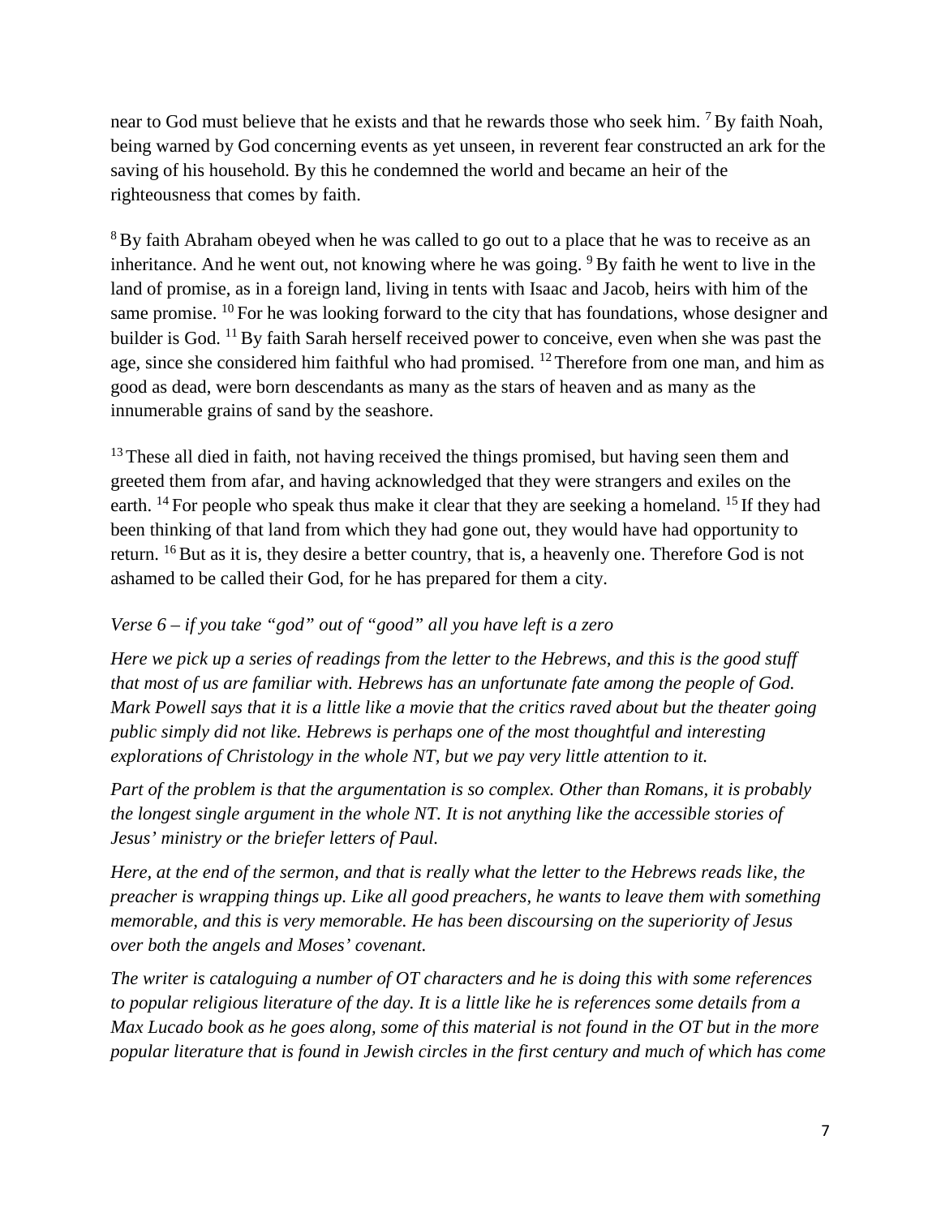near to God must believe that he exists and that he rewards those who seek him. [7] By faith Noah, being warned by God concerning events as yet unseen, in reverent fear constructed an ark for the saving of his household. By this he condemned the world and became an heir of the righteousness that comes by faith.

[8] By faith Abraham obeyed when he was called to go out to a place that he was to receive as an inheritance. And he went out, not knowing where he was going. [9] By faith he went to live in the land of promise, as in a foreign land, living in tents with Isaac and Jacob, heirs with him of the same promise. [10] For he was looking forward to the city that has foundations, whose designer and builder is God. [11] By faith Sarah herself received power to conceive, even when she was past the age, since she considered him faithful who had promised. [12] Therefore from one man, and him as good as dead, were born descendants as many as the stars of heaven and as many as the innumerable grains of sand by the seashore.

[13] These all died in faith, not having received the things promised, but having seen them and greeted them from afar, and having acknowledged that they were strangers and exiles on the earth. [14] For people who speak thus make it clear that they are seeking a homeland. [15] If they had been thinking of that land from which they had gone out, they would have had opportunity to return. [16] But as it is, they desire a better country, that is, a heavenly one. Therefore God is not ashamed to be called their God, for he has prepared for them a city.

*Verse 6 – if you take "god" out of "good" all you have left is a zero*

*Here we pick up a series of readings from the letter to the Hebrews, and this is the good stuff that most of us are familiar with. Hebrews has an unfortunate fate among the people of God. Mark Powell says that it is a little like a movie that the critics raved about but the theater going public simply did not like. Hebrews is perhaps one of the most thoughtful and interesting explorations of Christology in the whole NT, but we pay very little attention to it.*

*Part of the problem is that the argumentation is so complex. Other than Romans, it is probably the longest single argument in the whole NT. It is not anything like the accessible stories of Jesus' ministry or the briefer letters of Paul.*

*Here, at the end of the sermon, and that is really what the letter to the Hebrews reads like, the preacher is wrapping things up. Like all good preachers, he wants to leave them with something memorable, and this is very memorable. He has been discoursing on the superiority of Jesus over both the angels and Moses' covenant.*

*The writer is cataloguing a number of OT characters and he is doing this with some references to popular religious literature of the day. It is a little like he is references some details from a Max Lucado book as he goes along, some of this material is not found in the OT but in the more popular literature that is found in Jewish circles in the first century and much of which has come*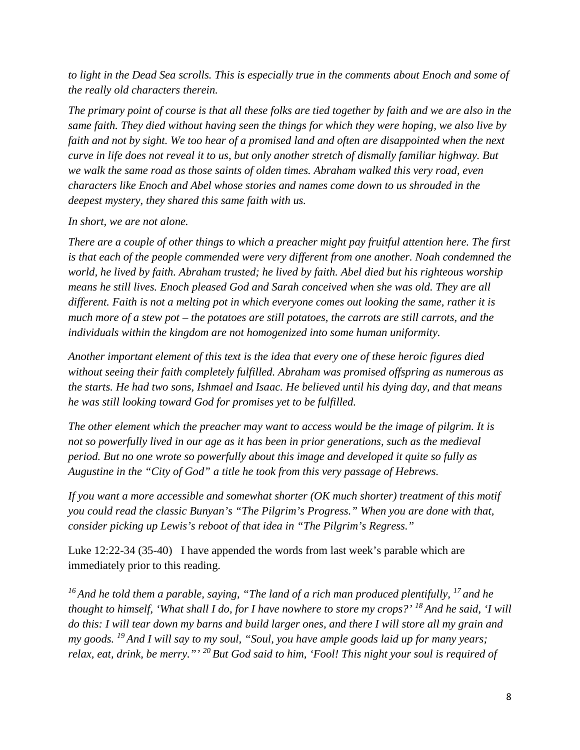*to light in the Dead Sea scrolls. This is especially true in the comments about Enoch and some of the really old characters therein.*

*The primary point of course is that all these folks are tied together by faith and we are also in the same faith. They died without having seen the things for which they were hoping, we also live by faith and not by sight. We too hear of a promised land and often are disappointed when the next curve in life does not reveal it to us, but only another stretch of dismally familiar highway. But we walk the same road as those saints of olden times. Abraham walked this very road, even characters like Enoch and Abel whose stories and names come down to us shrouded in the deepest mystery, they shared this same faith with us.*

*In short, we are not alone.*

*There are a couple of other things to which a preacher might pay fruitful attention here. The first is that each of the people commended were very different from one another. Noah condemned the world, he lived by faith. Abraham trusted; he lived by faith. Abel died but his righteous worship means he still lives. Enoch pleased God and Sarah conceived when she was old. They are all different. Faith is not a melting pot in which everyone comes out looking the same, rather it is much more of a stew pot – the potatoes are still potatoes, the carrots are still carrots, and the individuals within the kingdom are not homogenized into some human uniformity.*

*Another important element of this text is the idea that every one of these heroic figures died without seeing their faith completely fulfilled. Abraham was promised offspring as numerous as the starts. He had two sons, Ishmael and Isaac. He believed until his dying day, and that means he was still looking toward God for promises yet to be fulfilled.*

*The other element which the preacher may want to access would be the image of pilgrim. It is not so powerfully lived in our age as it has been in prior generations, such as the medieval period. But no one wrote so powerfully about this image and developed it quite so fully as Augustine in the "City of God" a title he took from this very passage of Hebrews.*

*If you want a more accessible and somewhat shorter (OK much shorter) treatment of this motif you could read the classic Bunyan's "The Pilgrim's Progress." When you are done with that, consider picking up Lewis's reboot of that idea in "The Pilgrim's Regress."*

Luke 12:22-34 (35-40) I have appended the words from last week's parable which are immediately prior to this reading.

*[16] And he told them a parable, saying, "The land of a rich man produced plentifully, [17] and he thought to himself, 'What shall I do, for I have nowhere to store my crops?' [18] And he said, 'I will do this: I will tear down my barns and build larger ones, and there I will store all my grain and my goods. [19] And I will say to my soul, "Soul, you have ample goods laid up for many years; relax, eat, drink, be merry."' [20] But God said to him, 'Fool! This night your soul is required of*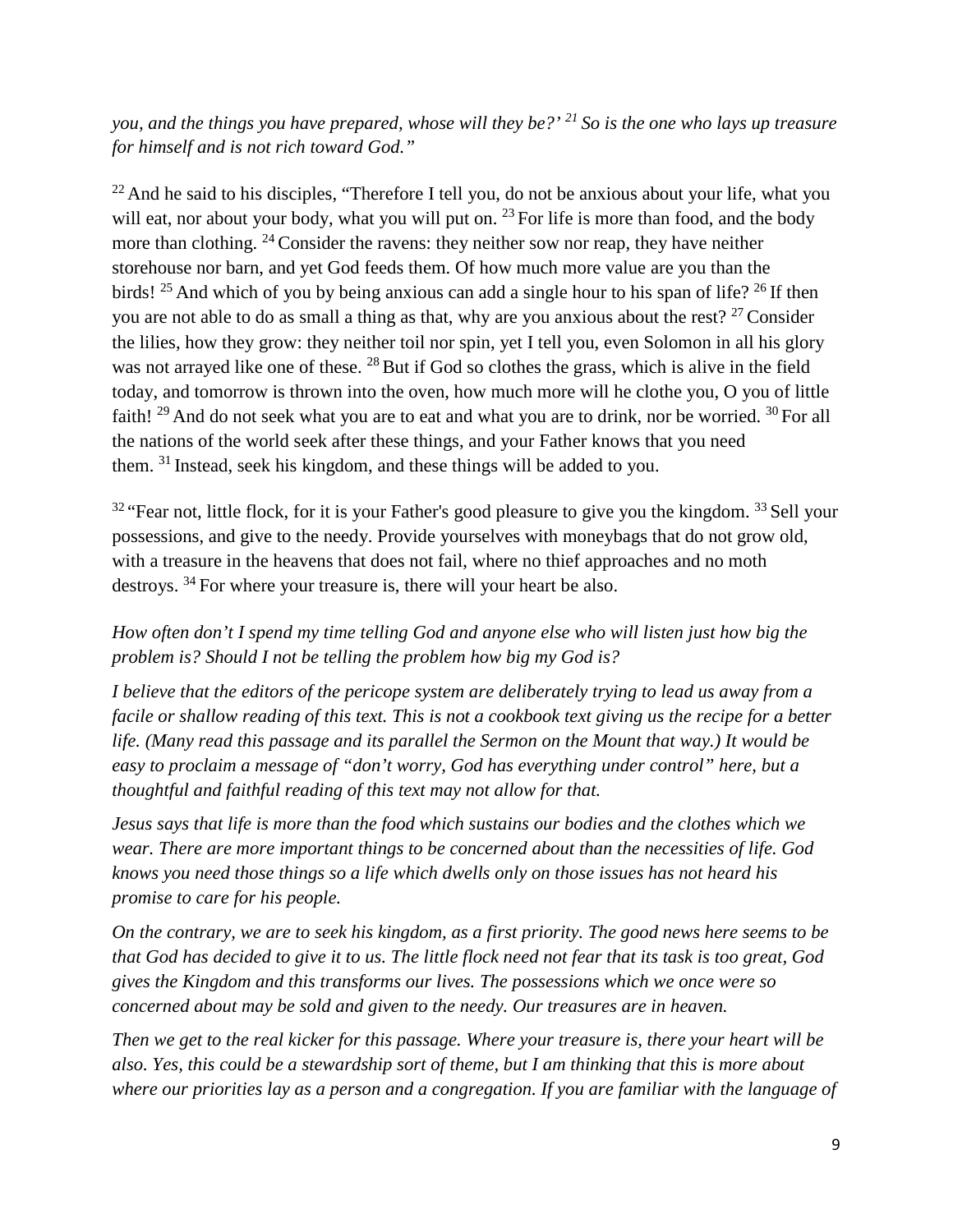*you, and the things you have prepared, whose will they be?’ [21] So is the one who lays up treasure for himself and is not rich toward God.”*

[22] And he said to his disciples, “Therefore I tell you, do not be anxious about your life, what you will eat, nor about your body, what you will put on. [23] For life is more than food, and the body more than clothing. [24] Consider the ravens: they neither sow nor reap, they have neither storehouse nor barn, and yet God feeds them. Of how much more value are you than the birds! [25] And which of you by being anxious can add a single hour to his span of life? [26] If then you are not able to do as small a thing as that, why are you anxious about the rest? [27] Consider the lilies, how they grow: they neither toil nor spin, yet I tell you, even Solomon in all his glory was not arrayed like one of these. [28] But if God so clothes the grass, which is alive in the field today, and tomorrow is thrown into the oven, how much more will he clothe you, O you of little faith! [29] And do not seek what you are to eat and what you are to drink, nor be worried. [30] For all the nations of the world seek after these things, and your Father knows that you need them. [31] Instead, seek his kingdom, and these things will be added to you.

[32] “Fear not, little flock, for it is your Father's good pleasure to give you the kingdom. [33] Sell your possessions, and give to the needy. Provide yourselves with moneybags that do not grow old, with a treasure in the heavens that does not fail, where no thief approaches and no moth destroys. [34] For where your treasure is, there will your heart be also.

*How often don’t I spend my time telling God and anyone else who will listen just how big the problem is? Should I not be telling the problem how big my God is?*

*I believe that the editors of the pericope system are deliberately trying to lead us away from a facile or shallow reading of this text. This is not a cookbook text giving us the recipe for a better life. (Many read this passage and its parallel the Sermon on the Mount that way.) It would be easy to proclaim a message of “don’t worry, God has everything under control” here, but a thoughtful and faithful reading of this text may not allow for that.*

*Jesus says that life is more than the food which sustains our bodies and the clothes which we wear. There are more important things to be concerned about than the necessities of life. God knows you need those things so a life which dwells only on those issues has not heard his promise to care for his people.*

*On the contrary, we are to seek his kingdom, as a first priority. The good news here seems to be that God has decided to give it to us. The little flock need not fear that its task is too great, God gives the Kingdom and this transforms our lives. The possessions which we once were so concerned about may be sold and given to the needy. Our treasures are in heaven.*

*Then we get to the real kicker for this passage. Where your treasure is, there your heart will be also. Yes, this could be a stewardship sort of theme, but I am thinking that this is more about where our priorities lay as a person and a congregation. If you are familiar with the language of*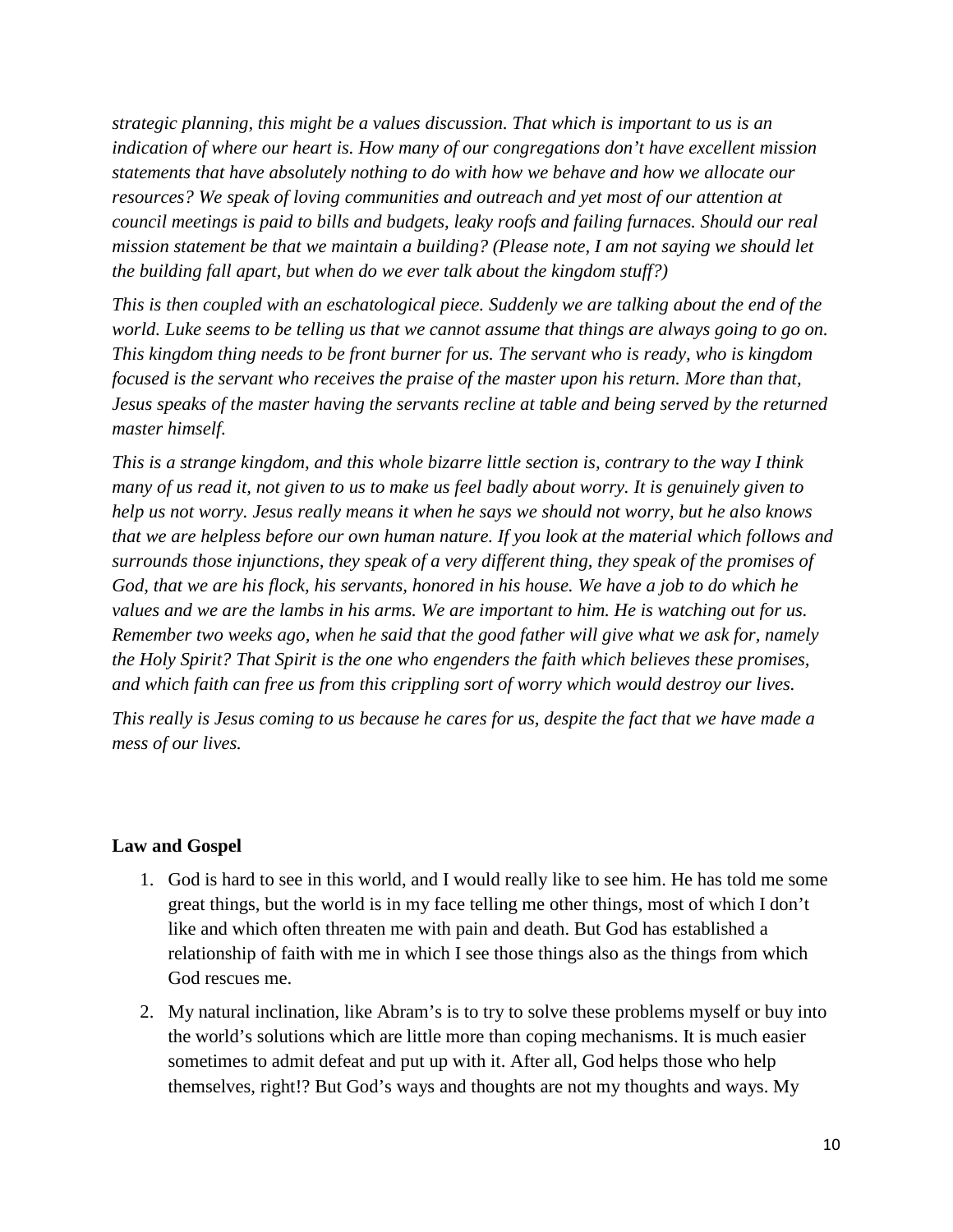*strategic planning, this might be a values discussion. That which is important to us is an indication of where our heart is. How many of our congregations don't have excellent mission statements that have absolutely nothing to do with how we behave and how we allocate our resources? We speak of loving communities and outreach and yet most of our attention at council meetings is paid to bills and budgets, leaky roofs and failing furnaces. Should our real mission statement be that we maintain a building? (Please note, I am not saying we should let the building fall apart, but when do we ever talk about the kingdom stuff?)*

*This is then coupled with an eschatological piece. Suddenly we are talking about the end of the world. Luke seems to be telling us that we cannot assume that things are always going to go on. This kingdom thing needs to be front burner for us. The servant who is ready, who is kingdom focused is the servant who receives the praise of the master upon his return. More than that, Jesus speaks of the master having the servants recline at table and being served by the returned master himself.*

*This is a strange kingdom, and this whole bizarre little section is, contrary to the way I think many of us read it, not given to us to make us feel badly about worry. It is genuinely given to help us not worry. Jesus really means it when he says we should not worry, but he also knows that we are helpless before our own human nature. If you look at the material which follows and surrounds those injunctions, they speak of a very different thing, they speak of the promises of God, that we are his flock, his servants, honored in his house. We have a job to do which he values and we are the lambs in his arms. We are important to him. He is watching out for us. Remember two weeks ago, when he said that the good father will give what we ask for, namely the Holy Spirit? That Spirit is the one who engenders the faith which believes these promises, and which faith can free us from this crippling sort of worry which would destroy our lives.*

*This really is Jesus coming to us because he cares for us, despite the fact that we have made a mess of our lives.*

**Law and Gospel**

1. God is hard to see in this world, and I would really like to see him. He has told me some great things, but the world is in my face telling me other things, most of which I don't like and which often threaten me with pain and death. But God has established a relationship of faith with me in which I see those things also as the things from which God rescues me.
2. My natural inclination, like Abram's is to try to solve these problems myself or buy into the world's solutions which are little more than coping mechanisms. It is much easier sometimes to admit defeat and put up with it. After all, God helps those who help themselves, right!? But God's ways and thoughts are not my thoughts and ways. My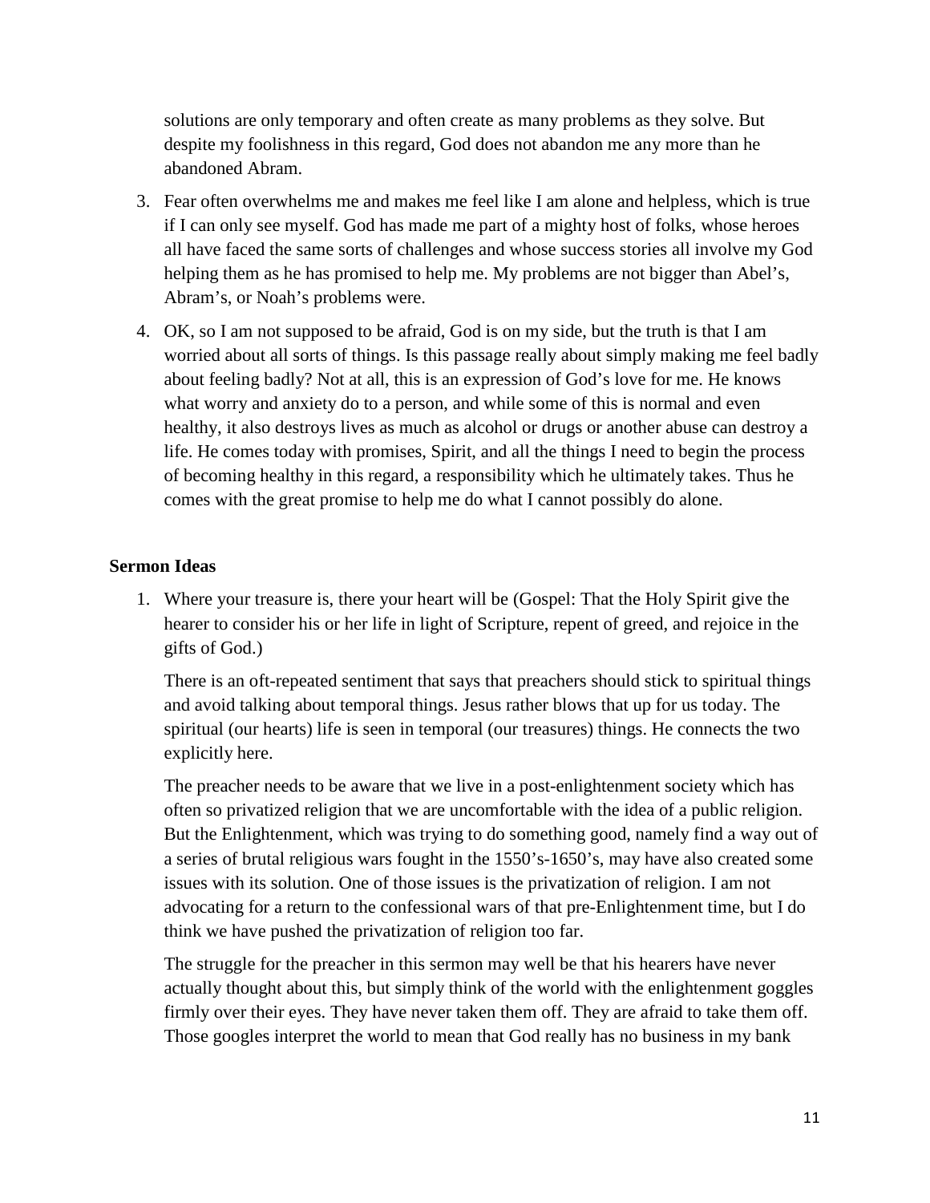solutions are only temporary and often create as many problems as they solve. But despite my foolishness in this regard, God does not abandon me any more than he abandoned Abram.

3. Fear often overwhelms me and makes me feel like I am alone and helpless, which is true if I can only see myself. God has made me part of a mighty host of folks, whose heroes all have faced the same sorts of challenges and whose success stories all involve my God helping them as he has promised to help me. My problems are not bigger than Abel's, Abram's, or Noah's problems were.
4. OK, so I am not supposed to be afraid, God is on my side, but the truth is that I am worried about all sorts of things. Is this passage really about simply making me feel badly about feeling badly? Not at all, this is an expression of God's love for me. He knows what worry and anxiety do to a person, and while some of this is normal and even healthy, it also destroys lives as much as alcohol or drugs or another abuse can destroy a life. He comes today with promises, Spirit, and all the things I need to begin the process of becoming healthy in this regard, a responsibility which he ultimately takes. Thus he comes with the great promise to help me do what I cannot possibly do alone.

**Sermon Ideas**

1. Where your treasure is, there your heart will be (Gospel: That the Holy Spirit give the hearer to consider his or her life in light of Scripture, repent of greed, and rejoice in the gifts of God.)

   There is an oft-repeated sentiment that says that preachers should stick to spiritual things and avoid talking about temporal things. Jesus rather blows that up for us today. The spiritual (our hearts) life is seen in temporal (our treasures) things. He connects the two explicitly here.

   The preacher needs to be aware that we live in a post-enlightenment society which has often so privatized religion that we are uncomfortable with the idea of a public religion. But the Enlightenment, which was trying to do something good, namely find a way out of a series of brutal religious wars fought in the 1550's-1650's, may have also created some issues with its solution. One of those issues is the privatization of religion. I am not advocating for a return to the confessional wars of that pre-Enlightenment time, but I do think we have pushed the privatization of religion too far.

   The struggle for the preacher in this sermon may well be that his hearers have never actually thought about this, but simply think of the world with the enlightenment goggles firmly over their eyes. They have never taken them off. They are afraid to take them off. Those googles interpret the world to mean that God really has no business in my bank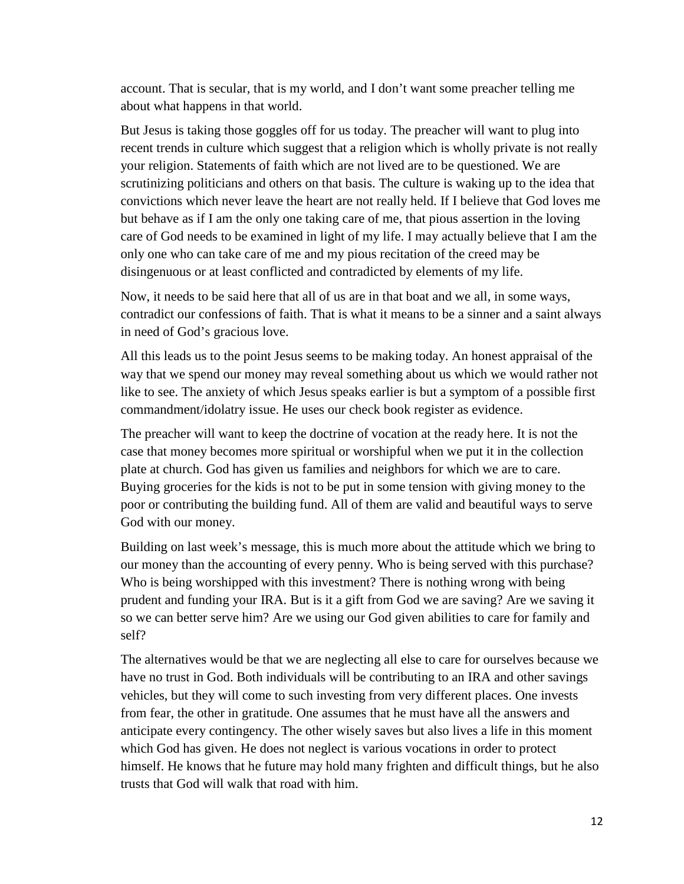account. That is secular, that is my world, and I don't want some preacher telling me about what happens in that world.

But Jesus is taking those goggles off for us today. The preacher will want to plug into recent trends in culture which suggest that a religion which is wholly private is not really your religion. Statements of faith which are not lived are to be questioned. We are scrutinizing politicians and others on that basis. The culture is waking up to the idea that convictions which never leave the heart are not really held. If I believe that God loves me but behave as if I am the only one taking care of me, that pious assertion in the loving care of God needs to be examined in light of my life. I may actually believe that I am the only one who can take care of me and my pious recitation of the creed may be disingenuous or at least conflicted and contradicted by elements of my life.

Now, it needs to be said here that all of us are in that boat and we all, in some ways, contradict our confessions of faith. That is what it means to be a sinner and a saint always in need of God's gracious love.

All this leads us to the point Jesus seems to be making today. An honest appraisal of the way that we spend our money may reveal something about us which we would rather not like to see. The anxiety of which Jesus speaks earlier is but a symptom of a possible first commandment/idolatry issue. He uses our check book register as evidence.

The preacher will want to keep the doctrine of vocation at the ready here. It is not the case that money becomes more spiritual or worshipful when we put it in the collection plate at church. God has given us families and neighbors for which we are to care. Buying groceries for the kids is not to be put in some tension with giving money to the poor or contributing the building fund. All of them are valid and beautiful ways to serve God with our money.

Building on last week's message, this is much more about the attitude which we bring to our money than the accounting of every penny. Who is being served with this purchase? Who is being worshipped with this investment? There is nothing wrong with being prudent and funding your IRA. But is it a gift from God we are saving? Are we saving it so we can better serve him? Are we using our God given abilities to care for family and self?

The alternatives would be that we are neglecting all else to care for ourselves because we have no trust in God. Both individuals will be contributing to an IRA and other savings vehicles, but they will come to such investing from very different places. One invests from fear, the other in gratitude. One assumes that he must have all the answers and anticipate every contingency. The other wisely saves but also lives a life in this moment which God has given. He does not neglect is various vocations in order to protect himself. He knows that he future may hold many frighten and difficult things, but he also trusts that God will walk that road with him.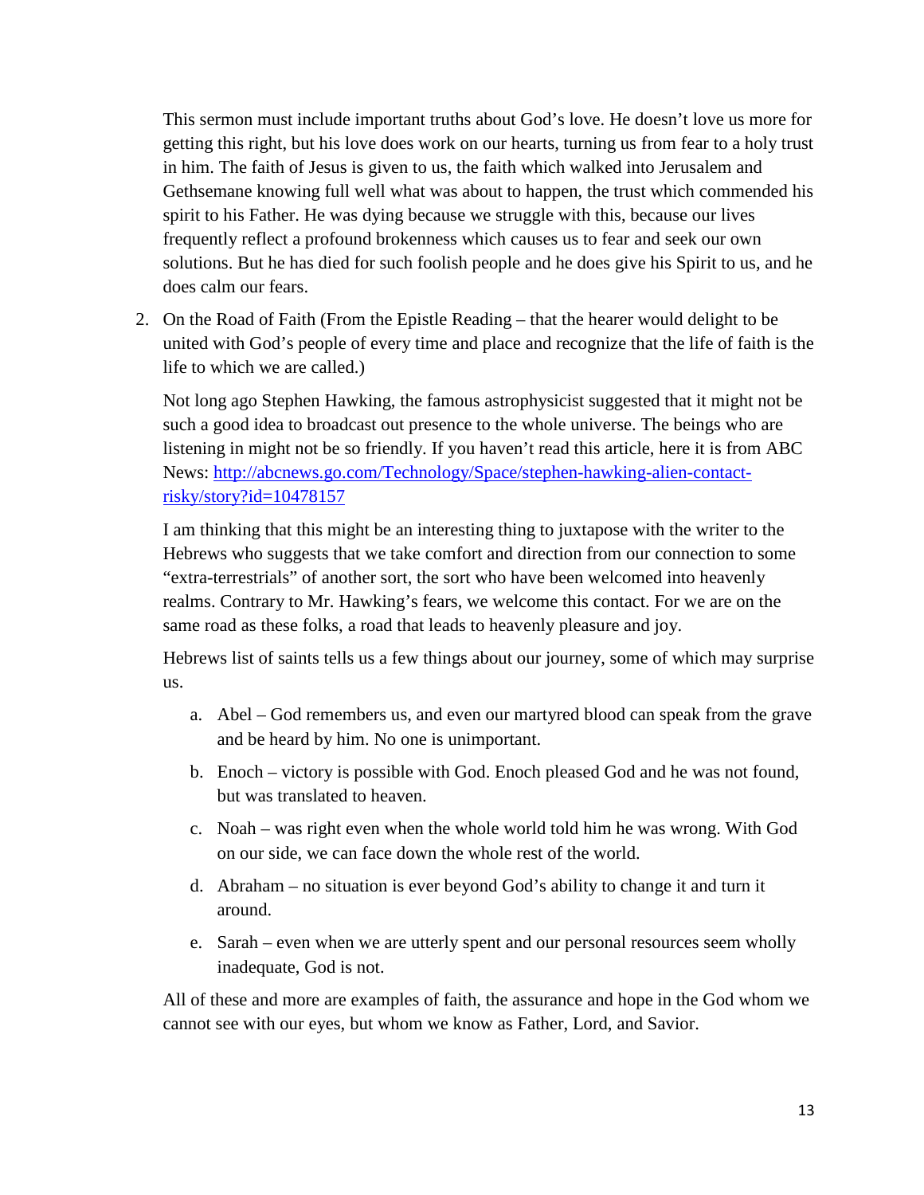This sermon must include important truths about God's love. He doesn't love us more for getting this right, but his love does work on our hearts, turning us from fear to a holy trust in him. The faith of Jesus is given to us, the faith which walked into Jerusalem and Gethsemane knowing full well what was about to happen, the trust which commended his spirit to his Father. He was dying because we struggle with this, because our lives frequently reflect a profound brokenness which causes us to fear and seek our own solutions. But he has died for such foolish people and he does give his Spirit to us, and he does calm our fears.

2. On the Road of Faith (From the Epistle Reading – that the hearer would delight to be united with God's people of every time and place and recognize that the life of faith is the life to which we are called.)

   Not long ago Stephen Hawking, the famous astrophysicist suggested that it might not be such a good idea to broadcast out presence to the whole universe. The beings who are listening in might not be so friendly. If you haven't read this article, here it is from ABC News: [http://abcnews.go.com/Technology/Space/stephen-hawking-alien-contact-risky/story?id=10478157](http://abcnews.go.com/Technology/Space/stephen-hawking-alien-contact-risky/story?id=10478157)

   I am thinking that this might be an interesting thing to juxtapose with the writer to the Hebrews who suggests that we take comfort and direction from our connection to some "extra-terrestrials" of another sort, the sort who have been welcomed into heavenly realms. Contrary to Mr. Hawking's fears, we welcome this contact. For we are on the same road as these folks, a road that leads to heavenly pleasure and joy.

   Hebrews list of saints tells us a few things about our journey, some of which may surprise us.

   a. Abel – God remembers us, and even our martyred blood can speak from the grave and be heard by him. No one is unimportant.
   b. Enoch – victory is possible with God. Enoch pleased God and he was not found, but was translated to heaven.
   c. Noah – was right even when the whole world told him he was wrong. With God on our side, we can face down the whole rest of the world.
   d. Abraham – no situation is ever beyond God's ability to change it and turn it around.
   e. Sarah – even when we are utterly spent and our personal resources seem wholly inadequate, God is not.

   All of these and more are examples of faith, the assurance and hope in the God whom we cannot see with our eyes, but whom we know as Father, Lord, and Savior.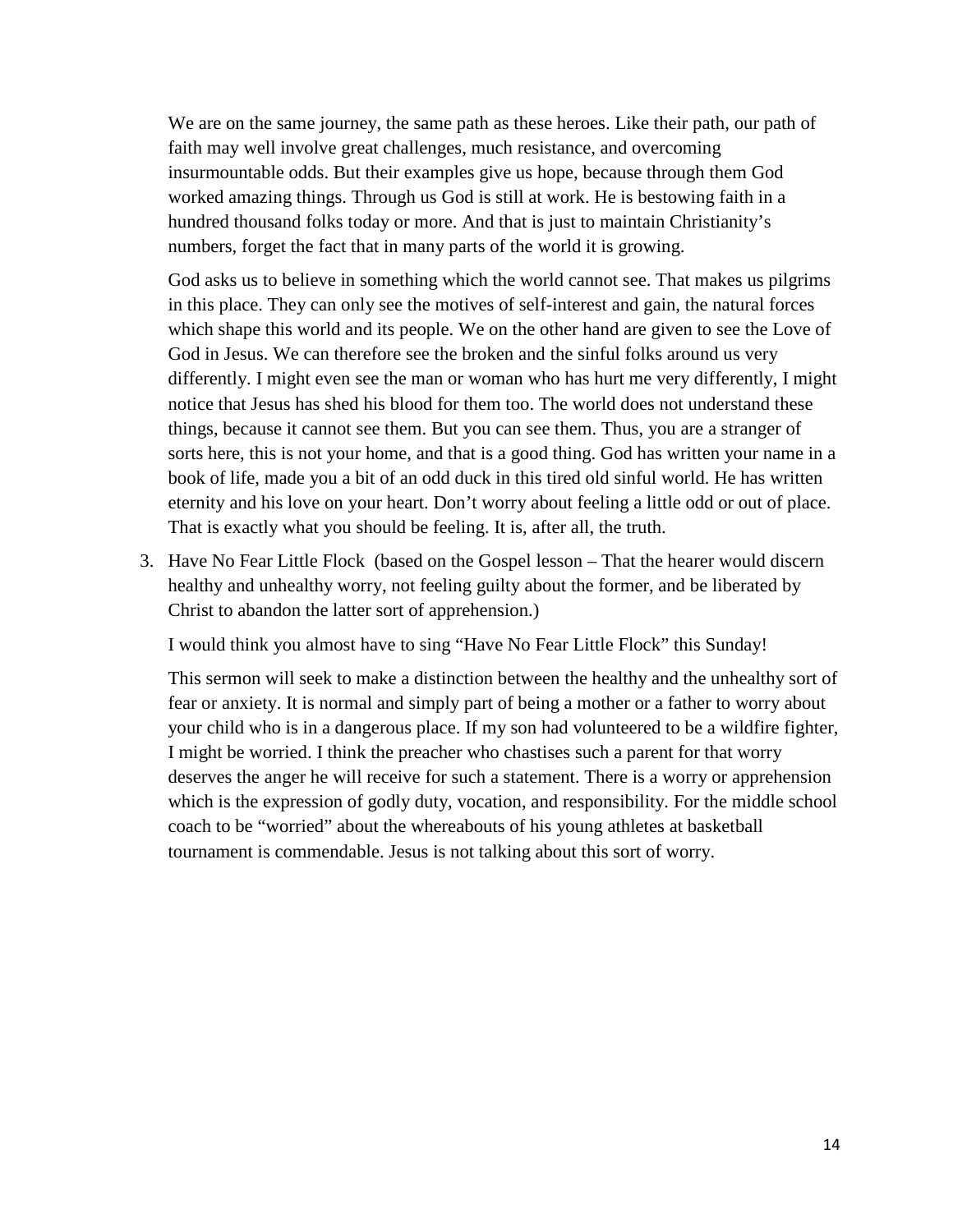We are on the same journey, the same path as these heroes. Like their path, our path of faith may well involve great challenges, much resistance, and overcoming insurmountable odds. But their examples give us hope, because through them God worked amazing things. Through us God is still at work. He is bestowing faith in a hundred thousand folks today or more. And that is just to maintain Christianity's numbers, forget the fact that in many parts of the world it is growing.

God asks us to believe in something which the world cannot see. That makes us pilgrims in this place. They can only see the motives of self-interest and gain, the natural forces which shape this world and its people. We on the other hand are given to see the Love of God in Jesus. We can therefore see the broken and the sinful folks around us very differently. I might even see the man or woman who has hurt me very differently, I might notice that Jesus has shed his blood for them too. The world does not understand these things, because it cannot see them. But you can see them. Thus, you are a stranger of sorts here, this is not your home, and that is a good thing. God has written your name in a book of life, made you a bit of an odd duck in this tired old sinful world. He has written eternity and his love on your heart. Don't worry about feeling a little odd or out of place. That is exactly what you should be feeling. It is, after all, the truth.

3. Have No Fear Little Flock (based on the Gospel lesson – That the hearer would discern healthy and unhealthy worry, not feeling guilty about the former, and be liberated by Christ to abandon the latter sort of apprehension.)

   I would think you almost have to sing "Have No Fear Little Flock" this Sunday!

   This sermon will seek to make a distinction between the healthy and the unhealthy sort of fear or anxiety. It is normal and simply part of being a mother or a father to worry about your child who is in a dangerous place. If my son had volunteered to be a wildfire fighter, I might be worried. I think the preacher who chastises such a parent for that worry deserves the anger he will receive for such a statement. There is a worry or apprehension which is the expression of godly duty, vocation, and responsibility. For the middle school coach to be "worried" about the whereabouts of his young athletes at basketball tournament is commendable. Jesus is not talking about this sort of worry.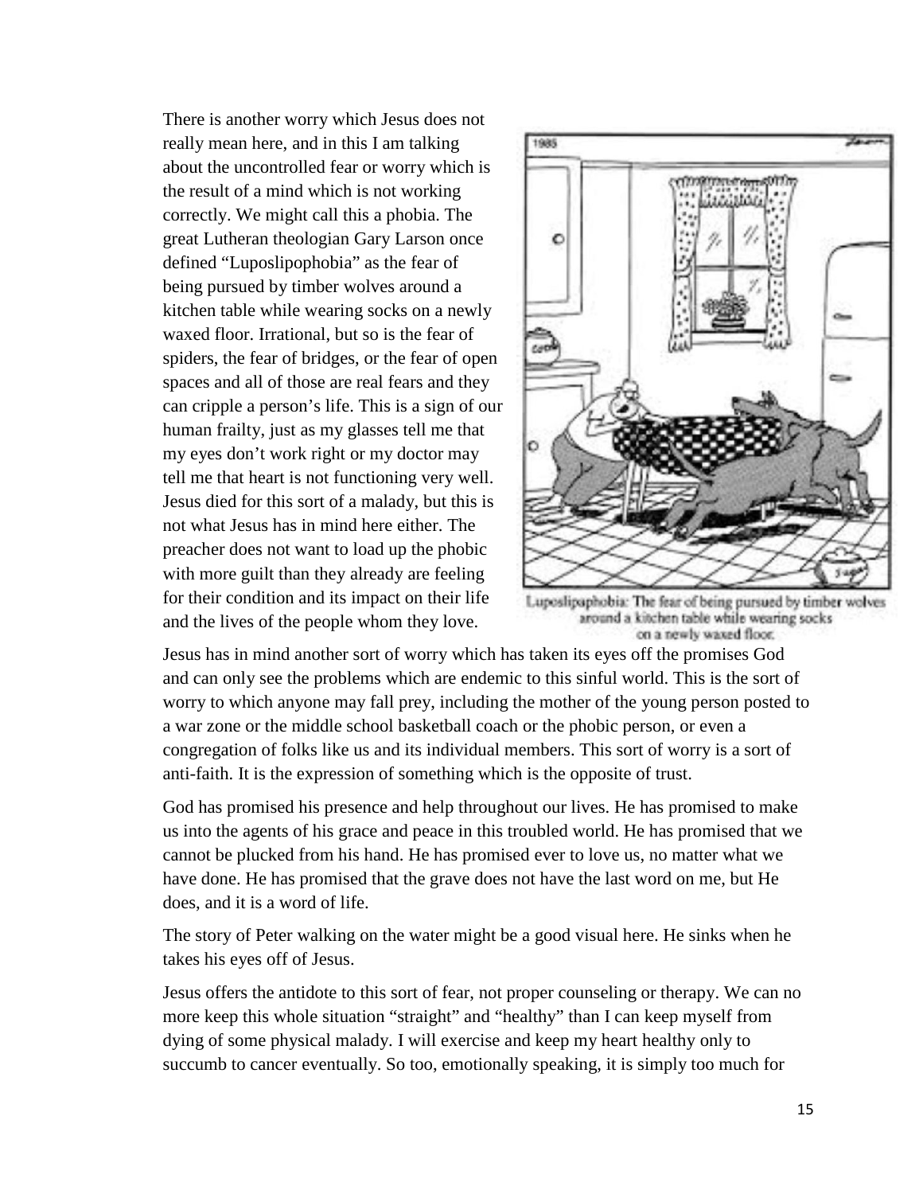There is another worry which Jesus does not really mean here, and in this I am talking about the uncontrolled fear or worry which is the result of a mind which is not working correctly. We might call this a phobia. The great Lutheran theologian Gary Larson once defined "Luposlipophobia" as the fear of being pursued by timber wolves around a kitchen table while wearing socks on a newly waxed floor. Irrational, but so is the fear of spiders, the fear of bridges, or the fear of open spaces and all of those are real fears and they can cripple a person's life. This is a sign of our human frailty, just as my glasses tell me that my eyes don't work right or my doctor may tell me that heart is not functioning very well. Jesus died for this sort of a malady, but this is not what Jesus has in mind here either. The preacher does not want to load up the phobic with more guilt than they already are feeling for their condition and its impact on their life and the lives of the people whom they love.

Luposlipaphobia: The fear of being pursued by timber wolves around a kitchen table while wearing socks on a newly waxed floor.

Jesus has in mind another sort of worry which has taken its eyes off the promises God and can only see the problems which are endemic to this sinful world. This is the sort of worry to which anyone may fall prey, including the mother of the young person posted to a war zone or the middle school basketball coach or the phobic person, or even a congregation of folks like us and its individual members. This sort of worry is a sort of anti-faith. It is the expression of something which is the opposite of trust.

God has promised his presence and help throughout our lives. He has promised to make us into the agents of his grace and peace in this troubled world. He has promised that we cannot be plucked from his hand. He has promised ever to love us, no matter what we have done. He has promised that the grave does not have the last word on me, but He does, and it is a word of life.

The story of Peter walking on the water might be a good visual here. He sinks when he takes his eyes off of Jesus.

Jesus offers the antidote to this sort of fear, not proper counseling or therapy. We can no more keep this whole situation "straight" and "healthy" than I can keep myself from dying of some physical malady. I will exercise and keep my heart healthy only to succumb to cancer eventually. So too, emotionally speaking, it is simply too much for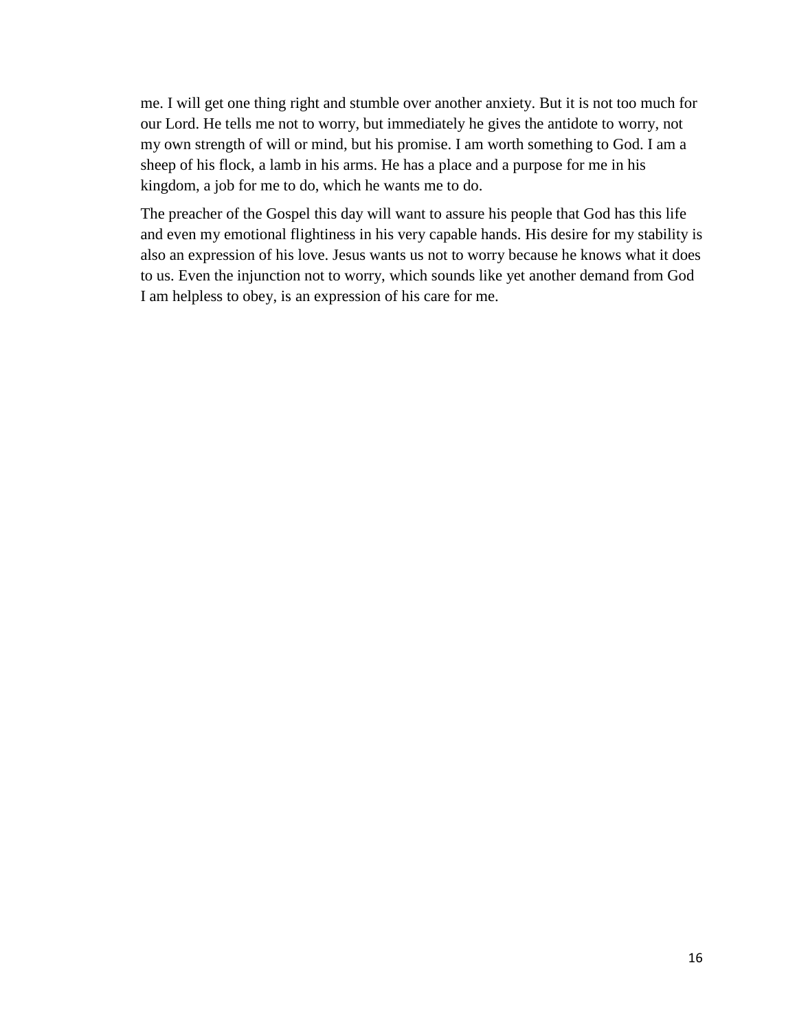me. I will get one thing right and stumble over another anxiety. But it is not too much for our Lord. He tells me not to worry, but immediately he gives the antidote to worry, not my own strength of will or mind, but his promise. I am worth something to God. I am a sheep of his flock, a lamb in his arms. He has a place and a purpose for me in his kingdom, a job for me to do, which he wants me to do.

The preacher of the Gospel this day will want to assure his people that God has this life and even my emotional flightiness in his very capable hands. His desire for my stability is also an expression of his love. Jesus wants us not to worry because he knows what it does to us. Even the injunction not to worry, which sounds like yet another demand from God I am helpless to obey, is an expression of his care for me.